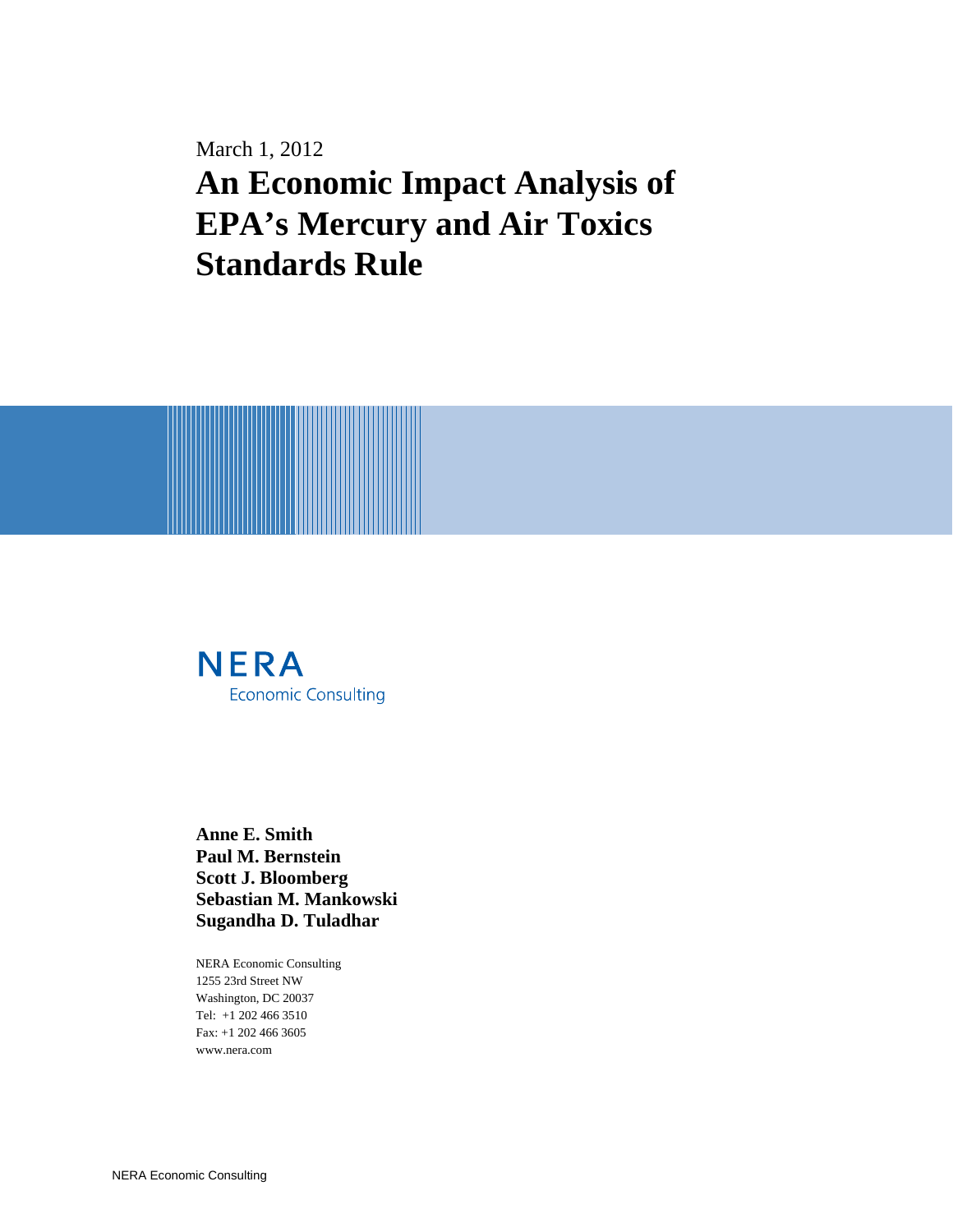March 1, 2012

# An Economic Impact Analysis of EPA's Mercury and Air Toxics Standards Rule

NERA
Economic Consulting

**Anne E. Smith**
**Paul M. Bernstein**
**Scott J. Bloomberg**
**Sebastian M. Mankowski**
**Sugandha D. Tuladhar**

NERA Economic Consulting
1255 23rd Street NW
Washington, DC 20037
Tel: +1 202 466 3510
Fax: +1 202 466 3605
www.nera.com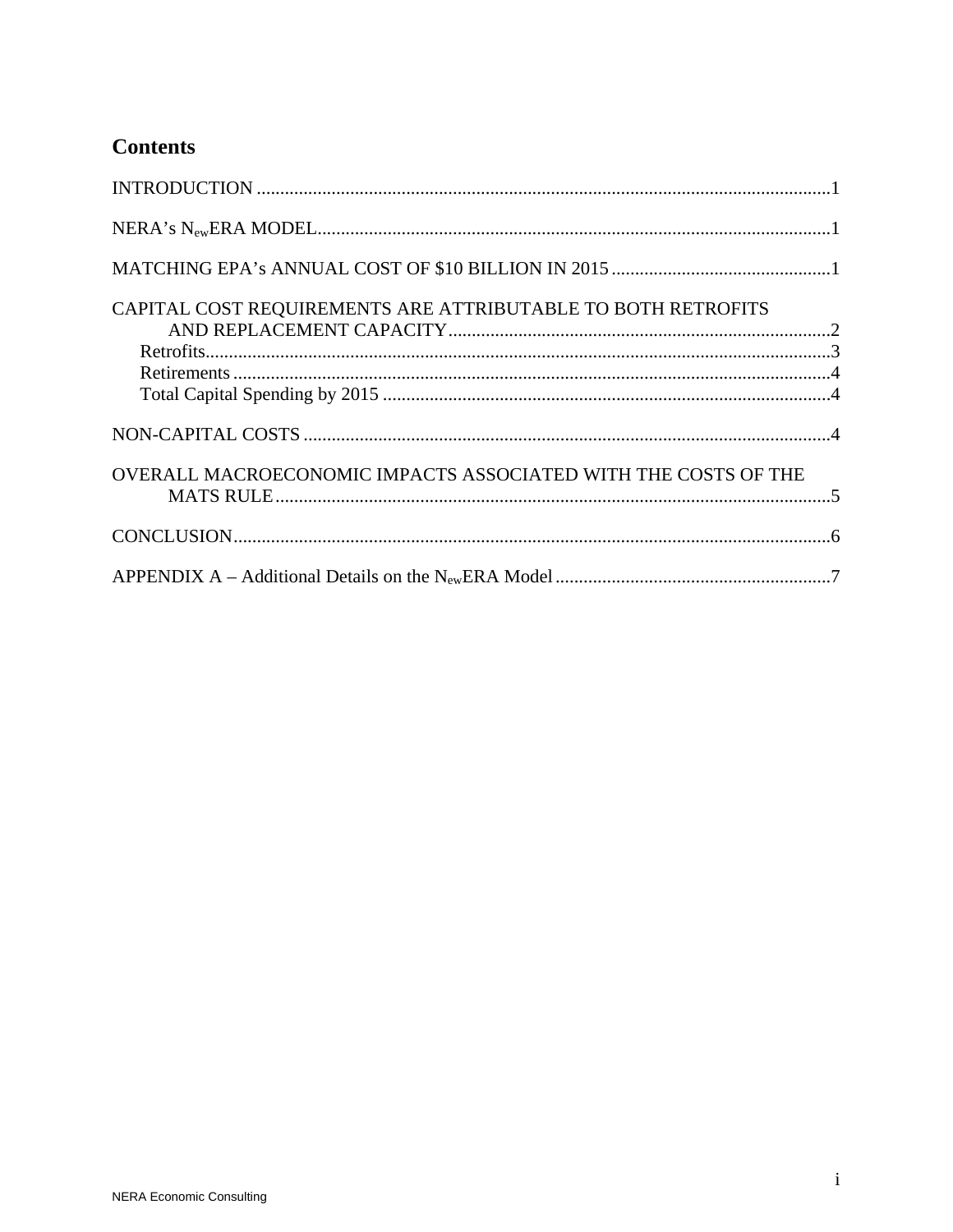# Contents

INTRODUCTION ........................................................................................................................1

NERA's $N_{ew}$ERA MODEL...........................................................................................................1

MATCHING EPA's ANNUAL COST OF $10 BILLION IN 2015 ...............................................1

CAPITAL COST REQUIREMENTS ARE ATTRIBUTABLE TO BOTH RETROFITS AND REPLACEMENT CAPACITY.................................................................................2

- Retrofits.....................................................................................................................3
- Retirements ...............................................................................................................4
- Total Capital Spending by 2015 ...............................................................................4

NON-CAPITAL COSTS ...............................................................................................................4

OVERALL MACROECONOMIC IMPACTS ASSOCIATED WITH THE COSTS OF THE MATS RULE......................................................................................................................5

CONCLUSION..............................................................................................................................6

APPENDIX A – Additional Details on the $N_{ew}$ERA Model ..........................................................7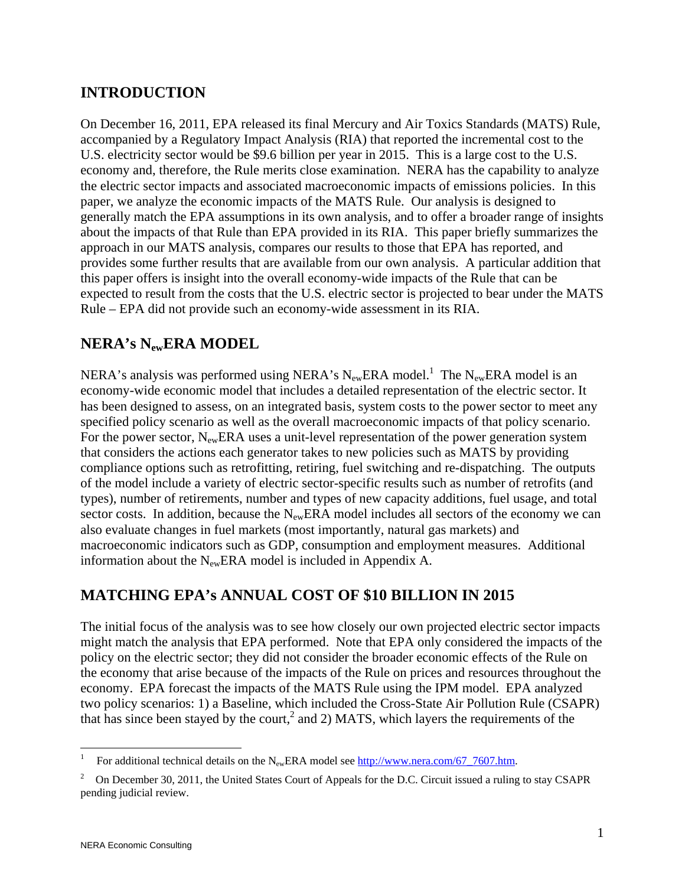## INTRODUCTION

On December 16, 2011, EPA released its final Mercury and Air Toxics Standards (MATS) Rule, accompanied by a Regulatory Impact Analysis (RIA) that reported the incremental cost to the U.S. electricity sector would be $9.6 billion per year in 2015. This is a large cost to the U.S. economy and, therefore, the Rule merits close examination. NERA has the capability to analyze the electric sector impacts and associated macroeconomic impacts of emissions policies. In this paper, we analyze the economic impacts of the MATS Rule. Our analysis is designed to generally match the EPA assumptions in its own analysis, and to offer a broader range of insights about the impacts of that Rule than EPA provided in its RIA. This paper briefly summarizes the approach in our MATS analysis, compares our results to those that EPA has reported, and provides some further results that are available from our own analysis. A particular addition that this paper offers is insight into the overall economy-wide impacts of the Rule that can be expected to result from the costs that the U.S. electric sector is projected to bear under the MATS Rule – EPA did not provide such an economy-wide assessment in its RIA.

## NERA's $N_{ew}$ERA MODEL

NERA's analysis was performed using NERA's $N_{ew}$ERA model.[1] The $N_{ew}$ERA model is an economy-wide economic model that includes a detailed representation of the electric sector. It has been designed to assess, on an integrated basis, system costs to the power sector to meet any specified policy scenario as well as the overall macroeconomic impacts of that policy scenario. For the power sector, $N_{ew}$ERA uses a unit-level representation of the power generation system that considers the actions each generator takes to new policies such as MATS by providing compliance options such as retrofitting, retiring, fuel switching and re-dispatching. The outputs of the model include a variety of electric sector-specific results such as number of retrofits (and types), number of retirements, number and types of new capacity additions, fuel usage, and total sector costs. In addition, because the $N_{ew}$ERA model includes all sectors of the economy we can also evaluate changes in fuel markets (most importantly, natural gas markets) and macroeconomic indicators such as GDP, consumption and employment measures. Additional information about the $N_{ew}$ERA model is included in Appendix A.

## MATCHING EPA's ANNUAL COST OF $10 BILLION IN 2015

The initial focus of the analysis was to see how closely our own projected electric sector impacts might match the analysis that EPA performed. Note that EPA only considered the impacts of the policy on the electric sector; they did not consider the broader economic effects of the Rule on the economy that arise because of the impacts of the Rule on prices and resources throughout the economy. EPA forecast the impacts of the MATS Rule using the IPM model. EPA analyzed two policy scenarios: 1) a Baseline, which included the Cross-State Air Pollution Rule (CSAPR) that has since been stayed by the court,[2] and 2) MATS, which layers the requirements of the

---

[1] For additional technical details on the $N_{ew}$ERA model see http://www.nera.com/67_7607.htm.

[2] On December 30, 2011, the United States Court of Appeals for the D.C. Circuit issued a ruling to stay CSAPR pending judicial review.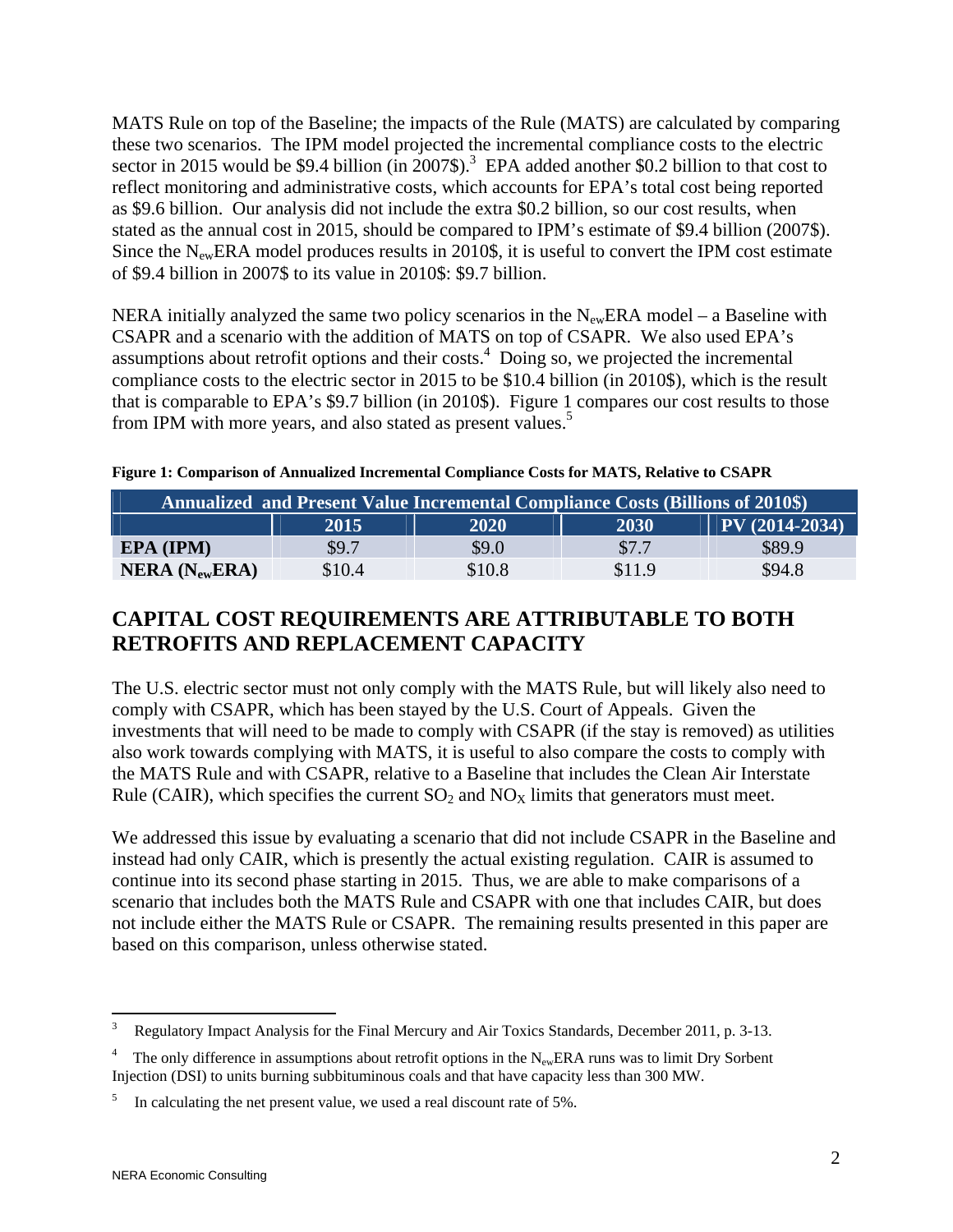MATS Rule on top of the Baseline; the impacts of the Rule (MATS) are calculated by comparing these two scenarios. The IPM model projected the incremental compliance costs to the electric sector in 2015 would be \$9.4 billion (in 2007\$).[3] EPA added another \$0.2 billion to that cost to reflect monitoring and administrative costs, which accounts for EPA's total cost being reported as \$9.6 billion. Our analysis did not include the extra \$0.2 billion, so our cost results, when stated as the annual cost in 2015, should be compared to IPM's estimate of \$9.4 billion (2007\$). Since the $N_{ew}$ERA model produces results in 2010\$, it is useful to convert the IPM cost estimate of \$9.4 billion in 2007\$ to its value in 2010\$: \$9.7 billion.

NERA initially analyzed the same two policy scenarios in the $N_{ew}$ERA model – a Baseline with CSAPR and a scenario with the addition of MATS on top of CSAPR. We also used EPA's assumptions about retrofit options and their costs.[4] Doing so, we projected the incremental compliance costs to the electric sector in 2015 to be \$10.4 billion (in 2010\$), which is the result that is comparable to EPA's \$9.7 billion (in 2010\$). Figure 1 compares our cost results to those from IPM with more years, and also stated as present values.[5]

**Figure 1: Comparison of Annualized Incremental Compliance Costs for MATS, Relative to CSAPR**

| Annualized and Present Value Incremental Compliance Costs (Billions of 2010\$) | | | | |
|---|---|---|---|---|
| | 2015 | 2020 | 2030 | PV (2014-2034) |
| **EPA (IPM)** | \$9.7 | \$9.0 | \$7.7 | \$89.9 |
| **NERA ($N_{ew}$ERA)** | \$10.4 | \$10.8 | \$11.9 | \$94.8 |

## CAPITAL COST REQUIREMENTS ARE ATTRIBUTABLE TO BOTH RETROFITS AND REPLACEMENT CAPACITY

The U.S. electric sector must not only comply with the MATS Rule, but will likely also need to comply with CSAPR, which has been stayed by the U.S. Court of Appeals. Given the investments that will need to be made to comply with CSAPR (if the stay is removed) as utilities also work towards complying with MATS, it is useful to also compare the costs to comply with the MATS Rule and with CSAPR, relative to a Baseline that includes the Clean Air Interstate Rule (CAIR), which specifies the current $SO_2$ and $NO_X$ limits that generators must meet.

We addressed this issue by evaluating a scenario that did not include CSAPR in the Baseline and instead had only CAIR, which is presently the actual existing regulation. CAIR is assumed to continue into its second phase starting in 2015. Thus, we are able to make comparisons of a scenario that includes both the MATS Rule and CSAPR with one that includes CAIR, but does not include either the MATS Rule or CSAPR. The remaining results presented in this paper are based on this comparison, unless otherwise stated.

---

[3] Regulatory Impact Analysis for the Final Mercury and Air Toxics Standards, December 2011, p. 3-13.

[4] The only difference in assumptions about retrofit options in the $N_{ew}$ERA runs was to limit Dry Sorbent Injection (DSI) to units burning subbituminous coals and that have capacity less than 300 MW.

[5] In calculating the net present value, we used a real discount rate of 5%.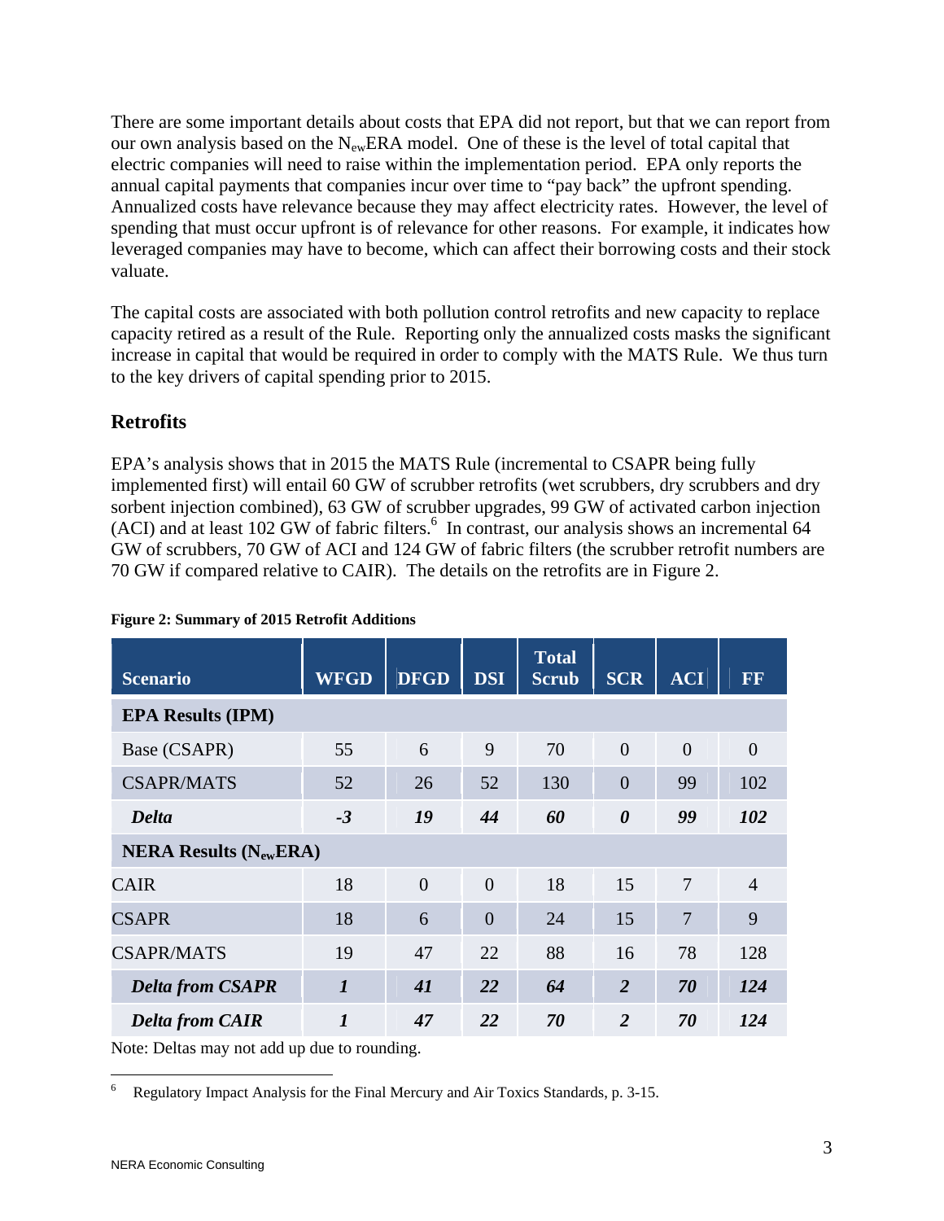There are some important details about costs that EPA did not report, but that we can report from our own analysis based on the $N_{ew}$ERA model. One of these is the level of total capital that electric companies will need to raise within the implementation period. EPA only reports the annual capital payments that companies incur over time to "pay back" the upfront spending. Annualized costs have relevance because they may affect electricity rates. However, the level of spending that must occur upfront is of relevance for other reasons. For example, it indicates how leveraged companies may have to become, which can affect their borrowing costs and their stock valuate.

The capital costs are associated with both pollution control retrofits and new capacity to replace capacity retired as a result of the Rule. Reporting only the annualized costs masks the significant increase in capital that would be required in order to comply with the MATS Rule. We thus turn to the key drivers of capital spending prior to 2015.

## Retrofits

EPA's analysis shows that in 2015 the MATS Rule (incremental to CSAPR being fully implemented first) will entail 60 GW of scrubber retrofits (wet scrubbers, dry scrubbers and dry sorbent injection combined), 63 GW of scrubber upgrades, 99 GW of activated carbon injection (ACI) and at least 102 GW of fabric filters.[6] In contrast, our analysis shows an incremental 64 GW of scrubbers, 70 GW of ACI and 124 GW of fabric filters (the scrubber retrofit numbers are 70 GW if compared relative to CAIR). The details on the retrofits are in Figure 2.

**Figure 2: Summary of 2015 Retrofit Additions**

| Scenario | WFGD | DFGD | DSI | Total Scrub | SCR | ACI | FF |
|---|---|---|---|---|---|---|---|
| **EPA Results (IPM)** | | | | | | | |
| Base (CSAPR) | 55 | 6 | 9 | 70 | 0 | 0 | 0 |
| CSAPR/MATS | 52 | 26 | 52 | 130 | 0 | 99 | 102 |
| ***Delta*** | ***-3*** | ***19*** | ***44*** | ***60*** | ***0*** | ***99*** | ***102*** |
| **NERA Results ($N_{ew}$ERA)** | | | | | | | |
| CAIR | 18 | 0 | 0 | 18 | 15 | 7 | 4 |
| CSAPR | 18 | 6 | 0 | 24 | 15 | 7 | 9 |
| CSAPR/MATS | 19 | 47 | 22 | 88 | 16 | 78 | 128 |
| ***Delta from CSAPR*** | ***1*** | ***41*** | ***22*** | ***64*** | ***2*** | ***70*** | ***124*** |
| ***Delta from CAIR*** | ***1*** | ***47*** | ***22*** | ***70*** | ***2*** | ***70*** | ***124*** |

Note: Deltas may not add up due to rounding.

[6] Regulatory Impact Analysis for the Final Mercury and Air Toxics Standards, p. 3-15.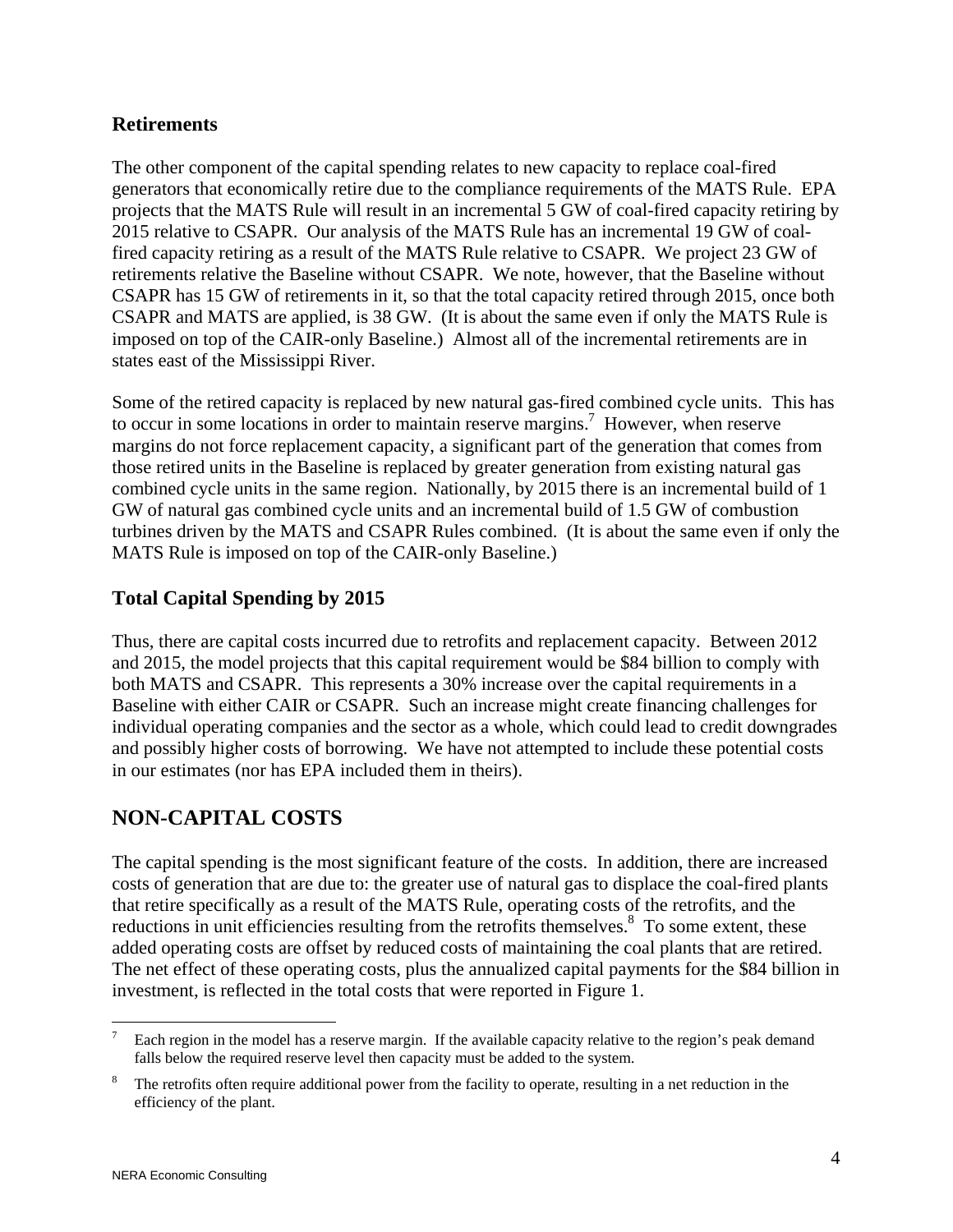### Retirements

The other component of the capital spending relates to new capacity to replace coal-fired generators that economically retire due to the compliance requirements of the MATS Rule. EPA projects that the MATS Rule will result in an incremental 5 GW of coal-fired capacity retiring by 2015 relative to CSAPR. Our analysis of the MATS Rule has an incremental 19 GW of coal-fired capacity retiring as a result of the MATS Rule relative to CSAPR. We project 23 GW of retirements relative the Baseline without CSAPR. We note, however, that the Baseline without CSAPR has 15 GW of retirements in it, so that the total capacity retired through 2015, once both CSAPR and MATS are applied, is 38 GW. (It is about the same even if only the MATS Rule is imposed on top of the CAIR-only Baseline.) Almost all of the incremental retirements are in states east of the Mississippi River.

Some of the retired capacity is replaced by new natural gas-fired combined cycle units. This has to occur in some locations in order to maintain reserve margins.[7] However, when reserve margins do not force replacement capacity, a significant part of the generation that comes from those retired units in the Baseline is replaced by greater generation from existing natural gas combined cycle units in the same region. Nationally, by 2015 there is an incremental build of 1 GW of natural gas combined cycle units and an incremental build of 1.5 GW of combustion turbines driven by the MATS and CSAPR Rules combined. (It is about the same even if only the MATS Rule is imposed on top of the CAIR-only Baseline.)

### Total Capital Spending by 2015

Thus, there are capital costs incurred due to retrofits and replacement capacity. Between 2012 and 2015, the model projects that this capital requirement would be $84 billion to comply with both MATS and CSAPR. This represents a 30% increase over the capital requirements in a Baseline with either CAIR or CSAPR. Such an increase might create financing challenges for individual operating companies and the sector as a whole, which could lead to credit downgrades and possibly higher costs of borrowing. We have not attempted to include these potential costs in our estimates (nor has EPA included them in theirs).

## NON-CAPITAL COSTS

The capital spending is the most significant feature of the costs. In addition, there are increased costs of generation that are due to: the greater use of natural gas to displace the coal-fired plants that retire specifically as a result of the MATS Rule, operating costs of the retrofits, and the reductions in unit efficiencies resulting from the retrofits themselves.[8] To some extent, these added operating costs are offset by reduced costs of maintaining the coal plants that are retired. The net effect of these operating costs, plus the annualized capital payments for the $84 billion in investment, is reflected in the total costs that were reported in Figure 1.

---

[7] Each region in the model has a reserve margin. If the available capacity relative to the region's peak demand falls below the required reserve level then capacity must be added to the system.

[8] The retrofits often require additional power from the facility to operate, resulting in a net reduction in the efficiency of the plant.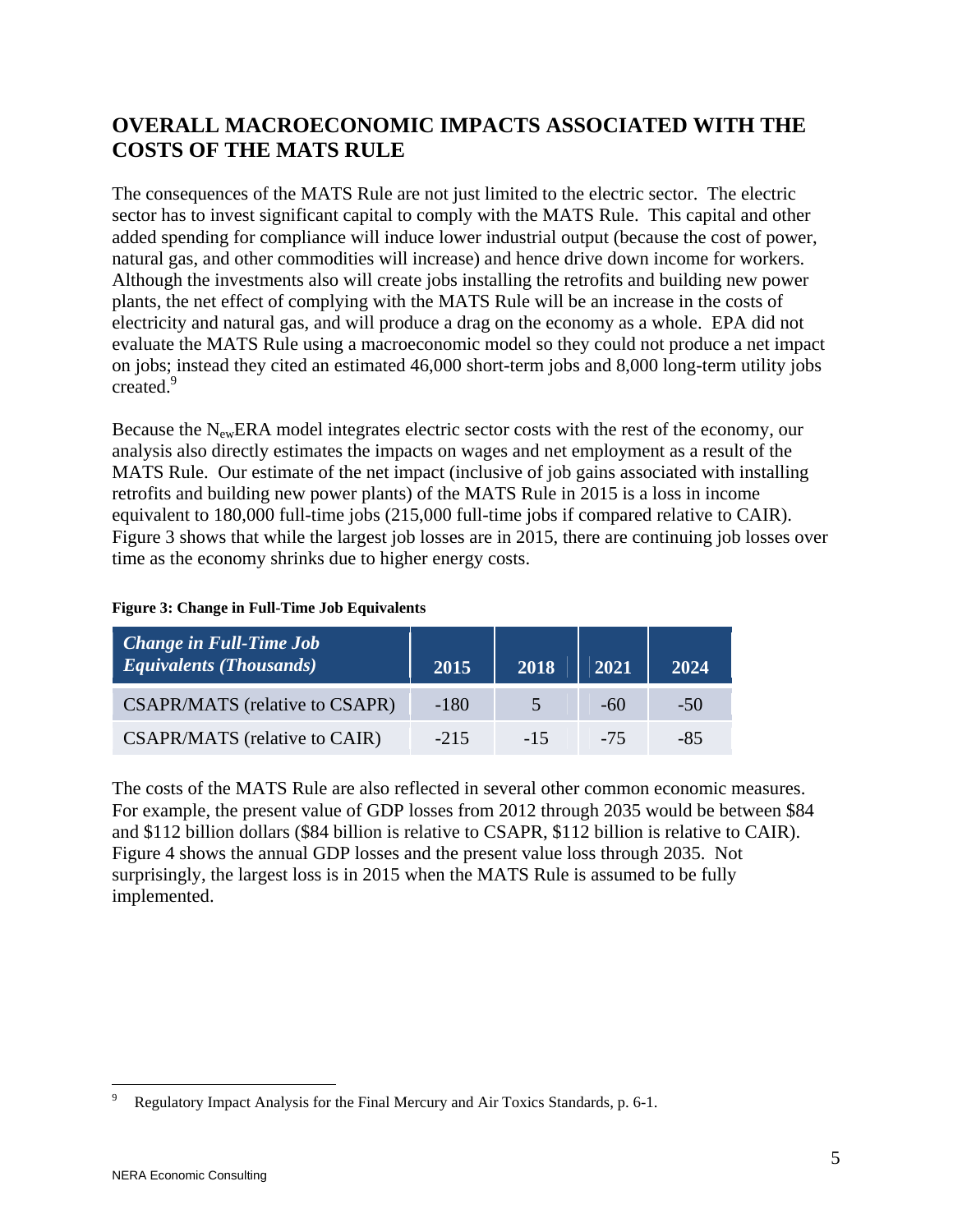## OVERALL MACROECONOMIC IMPACTS ASSOCIATED WITH THE COSTS OF THE MATS RULE

The consequences of the MATS Rule are not just limited to the electric sector. The electric sector has to invest significant capital to comply with the MATS Rule. This capital and other added spending for compliance will induce lower industrial output (because the cost of power, natural gas, and other commodities will increase) and hence drive down income for workers. Although the investments also will create jobs installing the retrofits and building new power plants, the net effect of complying with the MATS Rule will be an increase in the costs of electricity and natural gas, and will produce a drag on the economy as a whole. EPA did not evaluate the MATS Rule using a macroeconomic model so they could not produce a net impact on jobs; instead they cited an estimated 46,000 short-term jobs and 8,000 long-term utility jobs created.[9]

Because the $N_{ew}$ERA model integrates electric sector costs with the rest of the economy, our analysis also directly estimates the impacts on wages and net employment as a result of the MATS Rule. Our estimate of the net impact (inclusive of job gains associated with installing retrofits and building new power plants) of the MATS Rule in 2015 is a loss in income equivalent to 180,000 full-time jobs (215,000 full-time jobs if compared relative to CAIR). Figure 3 shows that while the largest job losses are in 2015, there are continuing job losses over time as the economy shrinks due to higher energy costs.

**Figure 3: Change in Full-Time Job Equivalents**

| *Change in Full-Time Job Equivalents (Thousands)* | 2015 | 2018 | 2021 | 2024 |
|---|---|---|---|---|
| CSAPR/MATS (relative to CSAPR) | -180 | 5 | -60 | -50 |
| CSAPR/MATS (relative to CAIR) | -215 | -15 | -75 | -85 |

The costs of the MATS Rule are also reflected in several other common economic measures. For example, the present value of GDP losses from 2012 through 2035 would be between $84 and $112 billion dollars ($84 billion is relative to CSAPR, $112 billion is relative to CAIR). Figure 4 shows the annual GDP losses and the present value loss through 2035. Not surprisingly, the largest loss is in 2015 when the MATS Rule is assumed to be fully implemented.

[9] Regulatory Impact Analysis for the Final Mercury and Air Toxics Standards, p. 6-1.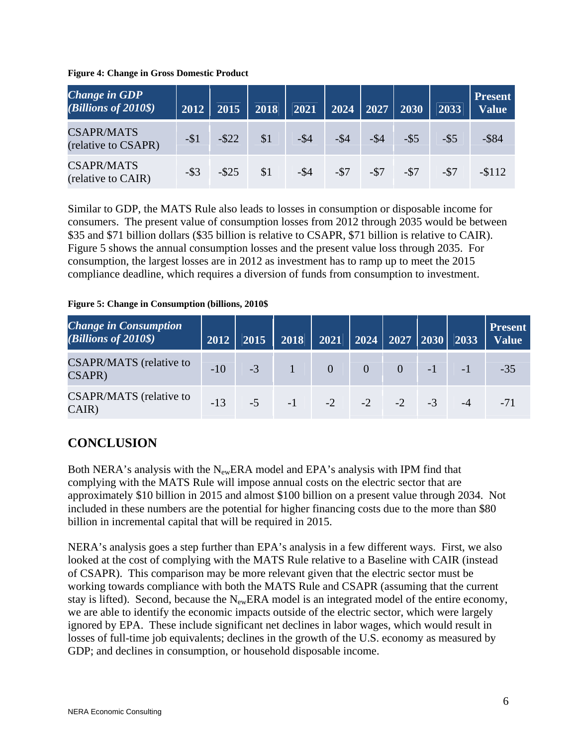**Figure 4: Change in Gross Domestic Product**

| *Change in GDP (Billions of 2010$)* | 2012 | 2015 | 2018 | 2021 | 2024 | 2027 | 2030 | 2033 | Present Value |
|---|---|---|---|---|---|---|---|---|---|
| CSAPR/MATS (relative to CSAPR) | -$1 | -$22 | $1 | -$4 | -$4 | -$4 | -$5 | -$5 | -$84 |
| CSAPR/MATS (relative to CAIR) | -$3 | -$25 | $1 | -$4 | -$7 | -$7 | -$7 | -$7 | -$112 |

Similar to GDP, the MATS Rule also leads to losses in consumption or disposable income for consumers. The present value of consumption losses from 2012 through 2035 would be between $35 and $71 billion dollars ($35 billion is relative to CSAPR, $71 billion is relative to CAIR). Figure 5 shows the annual consumption losses and the present value loss through 2035. For consumption, the largest losses are in 2012 as investment has to ramp up to meet the 2015 compliance deadline, which requires a diversion of funds from consumption to investment.

**Figure 5: Change in Consumption (billions, 2010$**

| *Change in Consumption (Billions of 2010$)* | 2012 | 2015 | 2018 | 2021 | 2024 | 2027 | 2030 | 2033 | Present Value |
|---|---|---|---|---|---|---|---|---|---|
| CSAPR/MATS (relative to CSAPR) | -10 | -3 | 1 | 0 | 0 | 0 | -1 | -1 | -35 |
| CSAPR/MATS (relative to CAIR) | -13 | -5 | -1 | -2 | -2 | -2 | -3 | -4 | -71 |

## CONCLUSION

Both NERA's analysis with the $N_{ew}$ERA model and EPA's analysis with IPM find that complying with the MATS Rule will impose annual costs on the electric sector that are approximately $10 billion in 2015 and almost $100 billion on a present value through 2034. Not included in these numbers are the potential for higher financing costs due to the more than $80 billion in incremental capital that will be required in 2015.

NERA's analysis goes a step further than EPA's analysis in a few different ways. First, we also looked at the cost of complying with the MATS Rule relative to a Baseline with CAIR (instead of CSAPR). This comparison may be more relevant given that the electric sector must be working towards compliance with both the MATS Rule and CSAPR (assuming that the current stay is lifted). Second, because the $N_{ew}$ERA model is an integrated model of the entire economy, we are able to identify the economic impacts outside of the electric sector, which were largely ignored by EPA. These include significant net declines in labor wages, which would result in losses of full-time job equivalents; declines in the growth of the U.S. economy as measured by GDP; and declines in consumption, or household disposable income.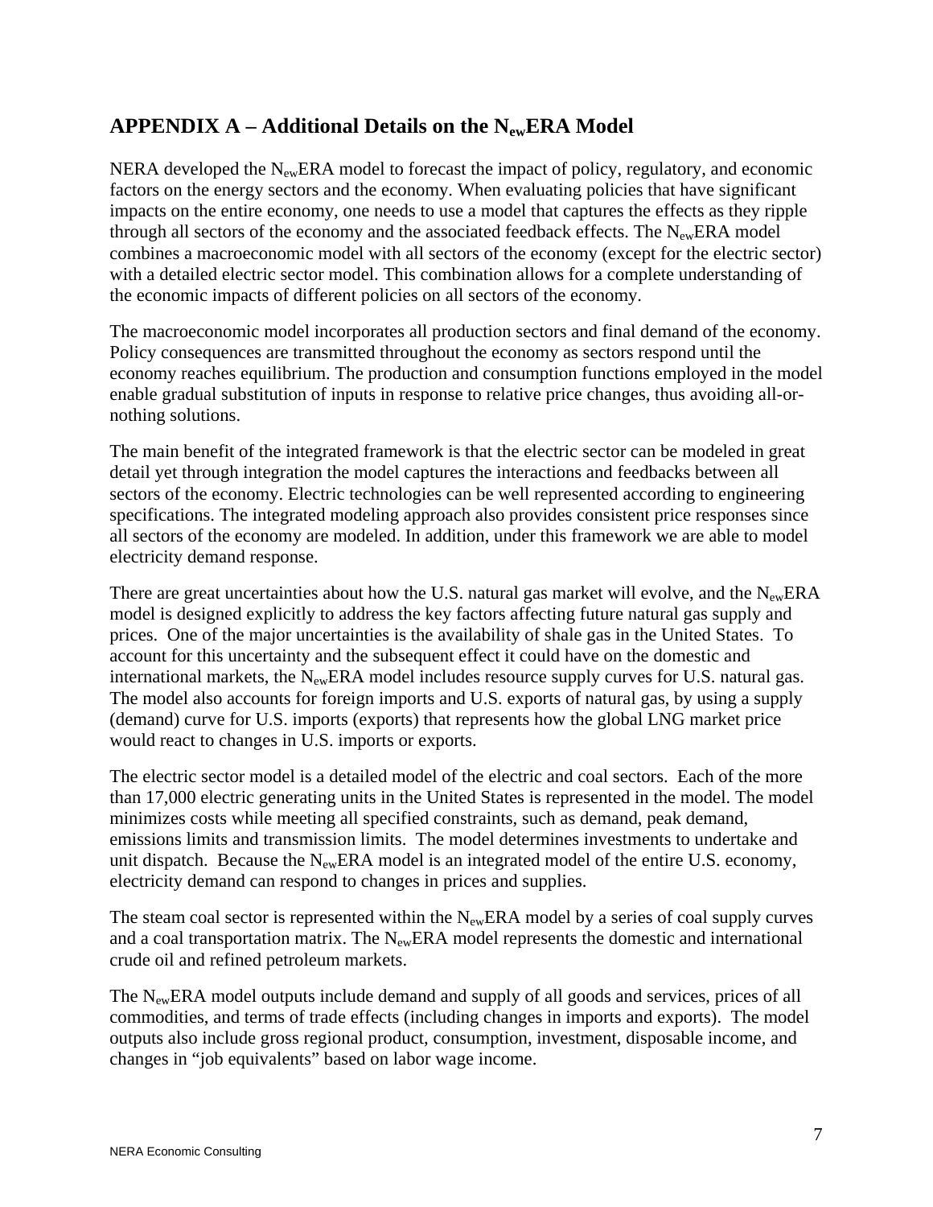## APPENDIX A – Additional Details on the $N_{ew}$ERA Model

NERA developed the $N_{ew}$ERA model to forecast the impact of policy, regulatory, and economic factors on the energy sectors and the economy. When evaluating policies that have significant impacts on the entire economy, one needs to use a model that captures the effects as they ripple through all sectors of the economy and the associated feedback effects. The $N_{ew}$ERA model combines a macroeconomic model with all sectors of the economy (except for the electric sector) with a detailed electric sector model. This combination allows for a complete understanding of the economic impacts of different policies on all sectors of the economy.

The macroeconomic model incorporates all production sectors and final demand of the economy. Policy consequences are transmitted throughout the economy as sectors respond until the economy reaches equilibrium. The production and consumption functions employed in the model enable gradual substitution of inputs in response to relative price changes, thus avoiding all-or-nothing solutions.

The main benefit of the integrated framework is that the electric sector can be modeled in great detail yet through integration the model captures the interactions and feedbacks between all sectors of the economy. Electric technologies can be well represented according to engineering specifications. The integrated modeling approach also provides consistent price responses since all sectors of the economy are modeled. In addition, under this framework we are able to model electricity demand response.

There are great uncertainties about how the U.S. natural gas market will evolve, and the $N_{ew}$ERA model is designed explicitly to address the key factors affecting future natural gas supply and prices. One of the major uncertainties is the availability of shale gas in the United States. To account for this uncertainty and the subsequent effect it could have on the domestic and international markets, the $N_{ew}$ERA model includes resource supply curves for U.S. natural gas. The model also accounts for foreign imports and U.S. exports of natural gas, by using a supply (demand) curve for U.S. imports (exports) that represents how the global LNG market price would react to changes in U.S. imports or exports.

The electric sector model is a detailed model of the electric and coal sectors. Each of the more than 17,000 electric generating units in the United States is represented in the model. The model minimizes costs while meeting all specified constraints, such as demand, peak demand, emissions limits and transmission limits. The model determines investments to undertake and unit dispatch. Because the $N_{ew}$ERA model is an integrated model of the entire U.S. economy, electricity demand can respond to changes in prices and supplies.

The steam coal sector is represented within the $N_{ew}$ERA model by a series of coal supply curves and a coal transportation matrix. The $N_{ew}$ERA model represents the domestic and international crude oil and refined petroleum markets.

The $N_{ew}$ERA model outputs include demand and supply of all goods and services, prices of all commodities, and terms of trade effects (including changes in imports and exports). The model outputs also include gross regional product, consumption, investment, disposable income, and changes in "job equivalents" based on labor wage income.